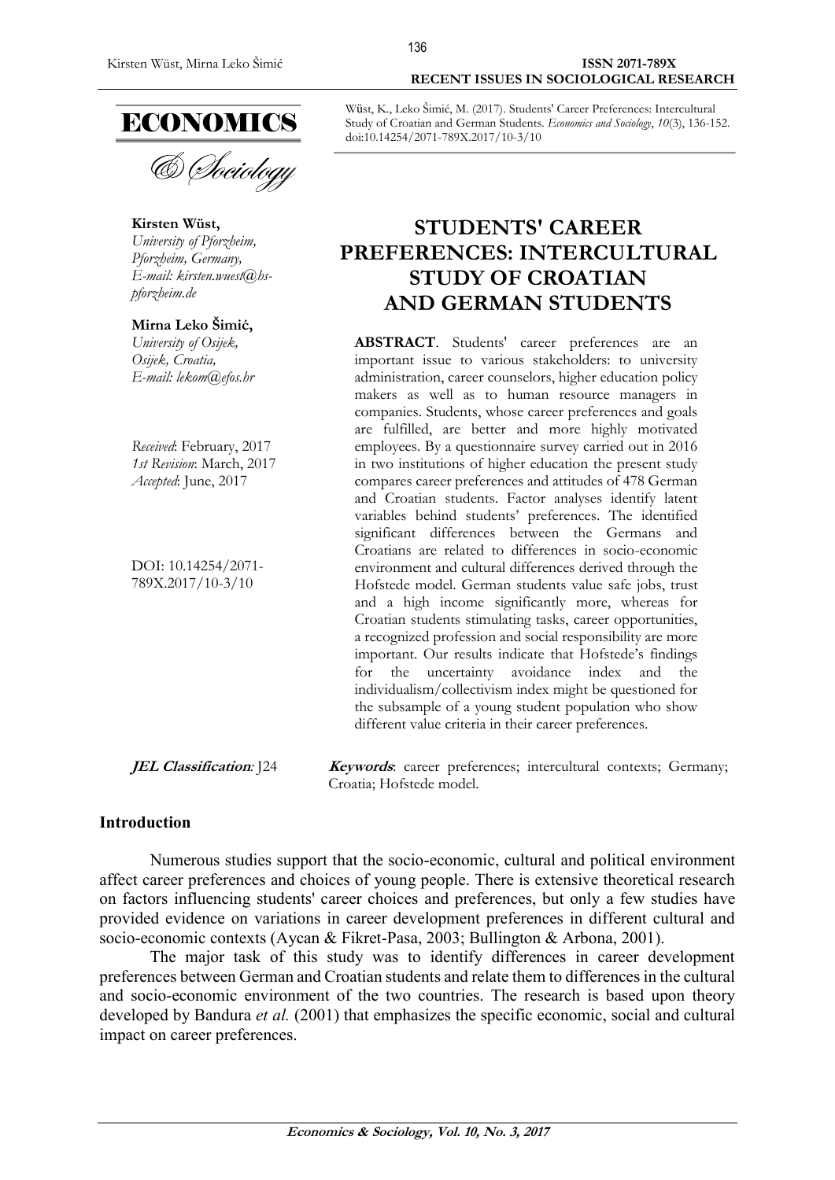Wüst, K., Leko Šimić, M. (2017). Students' Career Preferences: Intercultural Study of Croatian and German Students. *Economics and Sociology*, *10*(3), 136-152. doi:10.14254/2071-789X.2017/10-3/10

**Kirsten Wüst,**
*University of Pforzheim, Pforzheim, Germany, E-mail: kirsten.wuest@hs-pforzheim.de*

**Mirna Leko Šimić,**
*University of Osijek, Osijek, Croatia, E-mail: lekom@efos.hr*

*Received*: February, 2017
*1st Revision*: March, 2017
*Accepted*: June, 2017

DOI: 10.14254/2071-789X.2017/10-3/10

# STUDENTS' CAREER PREFERENCES: INTERCULTURAL STUDY OF CROATIAN AND GERMAN STUDENTS

**ABSTRACT**. Students' career preferences are an important issue to various stakeholders: to university administration, career counselors, higher education policy makers as well as to human resource managers in companies. Students, whose career preferences and goals are fulfilled, are better and more highly motivated employees. By a questionnaire survey carried out in 2016 in two institutions of higher education the present study compares career preferences and attitudes of 478 German and Croatian students. Factor analyses identify latent variables behind students' preferences. The identified significant differences between the Germans and Croatians are related to differences in socio-economic environment and cultural differences derived through the Hofstede model. German students value safe jobs, trust and a high income significantly more, whereas for Croatian students stimulating tasks, career opportunities, a recognized profession and social responsibility are more important. Our results indicate that Hofstede's findings for the uncertainty avoidance index and the individualism/collectivism index might be questioned for the subsample of a young student population who show different value criteria in their career preferences.

***JEL Classification:*** J24

***Keywords***: career preferences; intercultural contexts; Germany; Croatia; Hofstede model.

## Introduction

Numerous studies support that the socio-economic, cultural and political environment affect career preferences and choices of young people. There is extensive theoretical research on factors influencing students' career choices and preferences, but only a few studies have provided evidence on variations in career development preferences in different cultural and socio-economic contexts (Aycan & Fikret-Pasa, 2003; Bullington & Arbona, 2001).

The major task of this study was to identify differences in career development preferences between German and Croatian students and relate them to differences in the cultural and socio-economic environment of the two countries. The research is based upon theory developed by Bandura *et al.* (2001) that emphasizes the specific economic, social and cultural impact on career preferences.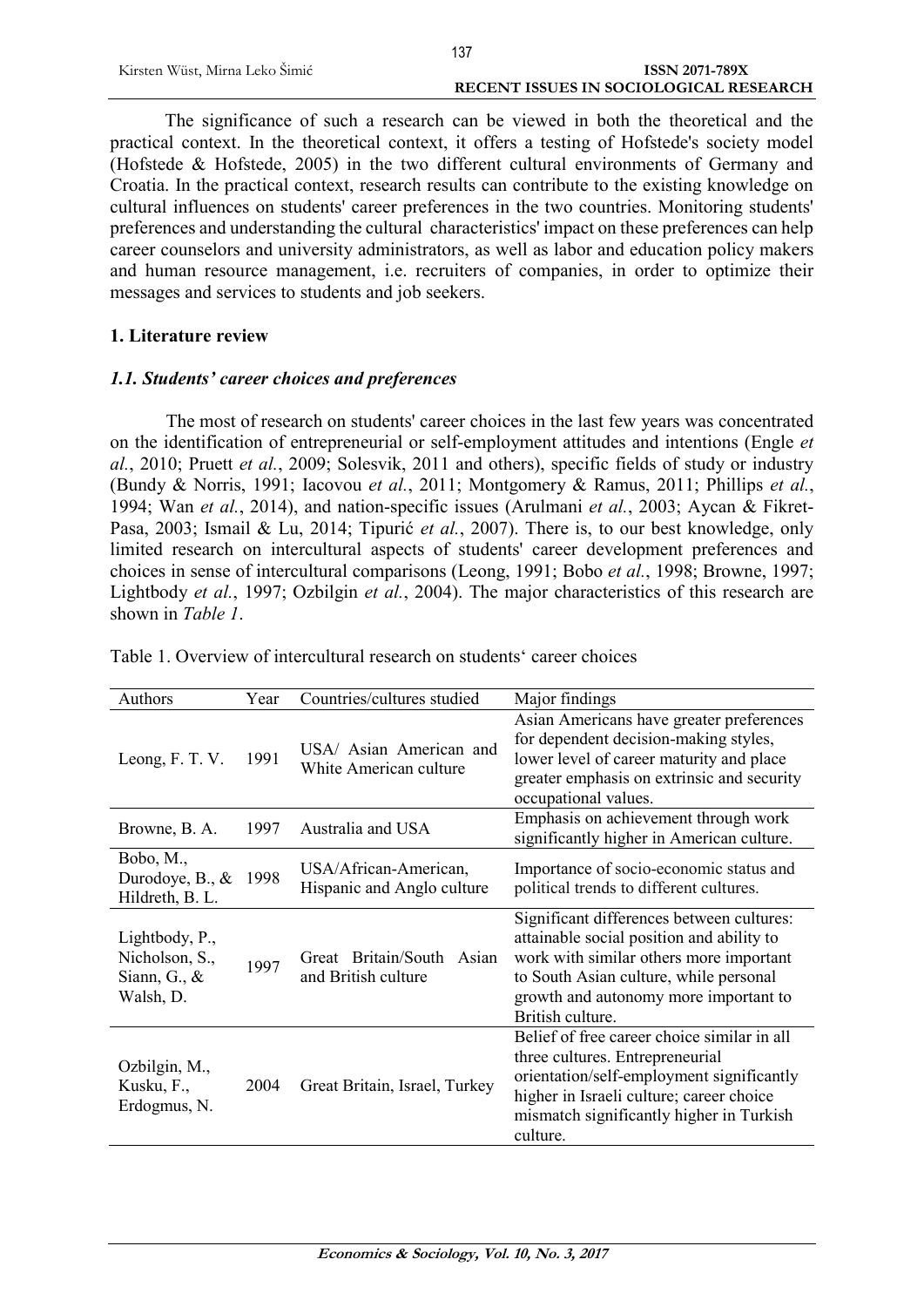The significance of such a research can be viewed in both the theoretical and the practical context. In the theoretical context, it offers a testing of Hofstede's society model (Hofstede & Hofstede, 2005) in the two different cultural environments of Germany and Croatia. In the practical context, research results can contribute to the existing knowledge on cultural influences on students' career preferences in the two countries. Monitoring students' preferences and understanding the cultural characteristics' impact on these preferences can help career counselors and university administrators, as well as labor and education policy makers and human resource management, i.e. recruiters of companies, in order to optimize their messages and services to students and job seekers.

## 1. Literature review

### *1.1. Students' career choices and preferences*

The most of research on students' career choices in the last few years was concentrated on the identification of entrepreneurial or self-employment attitudes and intentions (Engle *et al.*, 2010; Pruett *et al.*, 2009; Solesvik, 2011 and others), specific fields of study or industry (Bundy & Norris, 1991; Iacovou *et al.*, 2011; Montgomery & Ramus, 2011; Phillips *et al.*, 1994; Wan *et al.*, 2014), and nation-specific issues (Arulmani *et al.*, 2003; Aycan & Fikret-Pasa, 2003; Ismail & Lu, 2014; Tipurić *et al.*, 2007). There is, to our best knowledge, only limited research on intercultural aspects of students' career development preferences and choices in sense of intercultural comparisons (Leong, 1991; Bobo *et al.*, 1998; Browne, 1997; Lightbody *et al.*, 1997; Ozbilgin *et al.*, 2004). The major characteristics of this research are shown in *Table 1*.

Table 1. Overview of intercultural research on students' career choices

| Authors | Year | Countries/cultures studied | Major findings |
|---|---|---|---|
| Leong, F. T. V. | 1991 | USA/ Asian American and White American culture | Asian Americans have greater preferences for dependent decision-making styles, lower level of career maturity and place greater emphasis on extrinsic and security occupational values. |
| Browne, B. A. | 1997 | Australia and USA | Emphasis on achievement through work significantly higher in American culture. |
| Bobo, M., Durodoye, B., & Hildreth, B. L. | 1998 | USA/African-American, Hispanic and Anglo culture | Importance of socio-economic status and political trends to different cultures. |
| Lightbody, P., Nicholson, S., Siann, G., & Walsh, D. | 1997 | Great Britain/South Asian and British culture | Significant differences between cultures: attainable social position and ability to work with similar others more important to South Asian culture, while personal growth and autonomy more important to British culture. |
| Ozbilgin, M., Kusku, F., Erdogmus, N. | 2004 | Great Britain, Israel, Turkey | Belief of free career choice similar in all three cultures. Entrepreneurial orientation/self-employment significantly higher in Israeli culture; career choice mismatch significantly higher in Turkish culture. |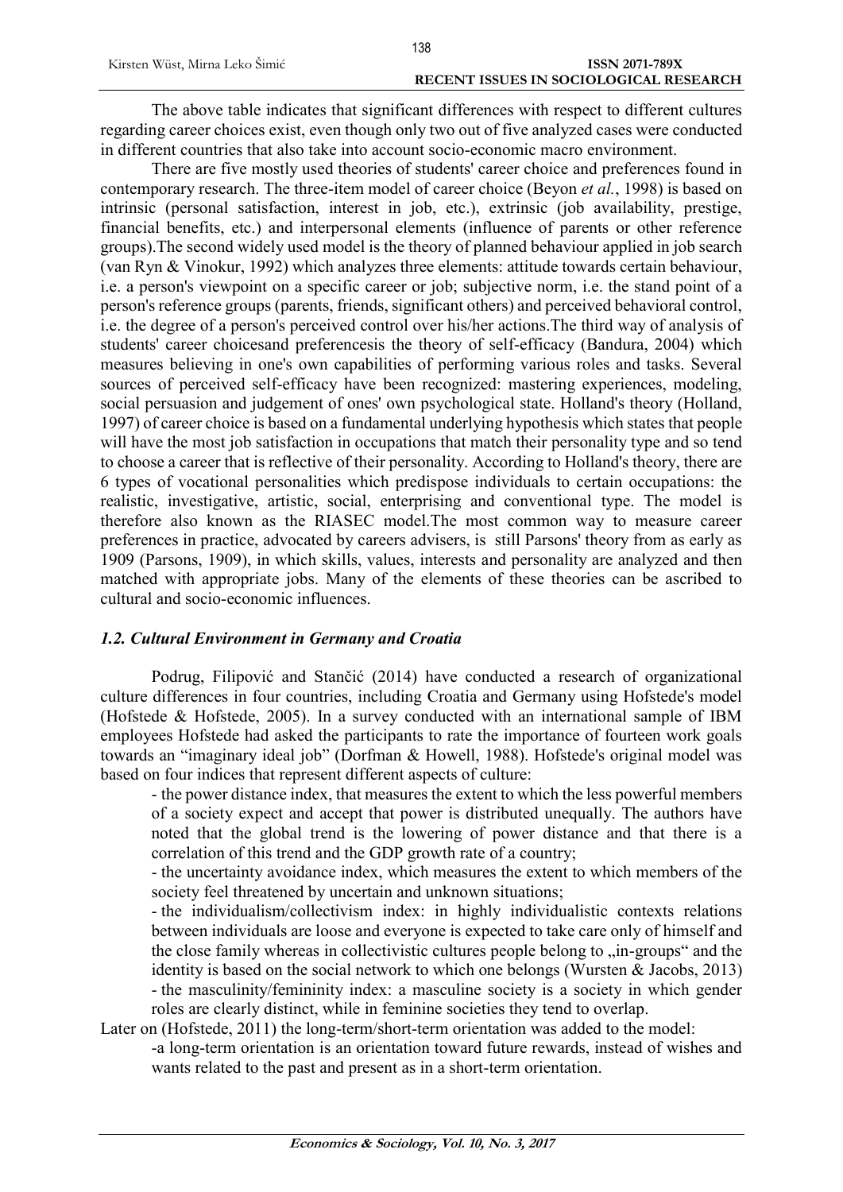The above table indicates that significant differences with respect to different cultures regarding career choices exist, even though only two out of five analyzed cases were conducted in different countries that also take into account socio-economic macro environment.

There are five mostly used theories of students' career choice and preferences found in contemporary research. The three-item model of career choice (Beyon *et al.*, 1998) is based on intrinsic (personal satisfaction, interest in job, etc.), extrinsic (job availability, prestige, financial benefits, etc.) and interpersonal elements (influence of parents or other reference groups).The second widely used model is the theory of planned behaviour applied in job search (van Ryn & Vinokur, 1992) which analyzes three elements: attitude towards certain behaviour, i.e. a person's viewpoint on a specific career or job; subjective norm, i.e. the stand point of a person's reference groups (parents, friends, significant others) and perceived behavioral control, i.e. the degree of a person's perceived control over his/her actions.The third way of analysis of students' career choicesand preferencesis the theory of self-efficacy (Bandura, 2004) which measures believing in one's own capabilities of performing various roles and tasks. Several sources of perceived self-efficacy have been recognized: mastering experiences, modeling, social persuasion and judgement of ones' own psychological state. Holland's theory (Holland, 1997) of career choice is based on a fundamental underlying hypothesis which states that people will have the most job satisfaction in occupations that match their personality type and so tend to choose a career that is reflective of their personality. According to Holland's theory, there are 6 types of vocational personalities which predispose individuals to certain occupations: the realistic, investigative, artistic, social, enterprising and conventional type. The model is therefore also known as the RIASEC model.The most common way to measure career preferences in practice, advocated by careers advisers, is still Parsons' theory from as early as 1909 (Parsons, 1909), in which skills, values, interests and personality are analyzed and then matched with appropriate jobs. Many of the elements of these theories can be ascribed to cultural and socio-economic influences.

### *1.2. Cultural Environment in Germany and Croatia*

Podrug, Filipović and Stančić (2014) have conducted a research of organizational culture differences in four countries, including Croatia and Germany using Hofstede's model (Hofstede & Hofstede, 2005). In a survey conducted with an international sample of IBM employees Hofstede had asked the participants to rate the importance of fourteen work goals towards an "imaginary ideal job" (Dorfman & Howell, 1988). Hofstede's original model was based on four indices that represent different aspects of culture:

- the power distance index, that measures the extent to which the less powerful members of a society expect and accept that power is distributed unequally. The authors have noted that the global trend is the lowering of power distance and that there is a correlation of this trend and the GDP growth rate of a country;
- the uncertainty avoidance index, which measures the extent to which members of the society feel threatened by uncertain and unknown situations;
- the individualism/collectivism index: in highly individualistic contexts relations between individuals are loose and everyone is expected to take care only of himself and the close family whereas in collectivistic cultures people belong to „in-groups" and the identity is based on the social network to which one belongs (Wursten & Jacobs, 2013)
- the masculinity/femininity index: a masculine society is a society in which gender roles are clearly distinct, while in feminine societies they tend to overlap.

Later on (Hofstede, 2011) the long-term/short-term orientation was added to the model:

- a long-term orientation is an orientation toward future rewards, instead of wishes and wants related to the past and present as in a short-term orientation.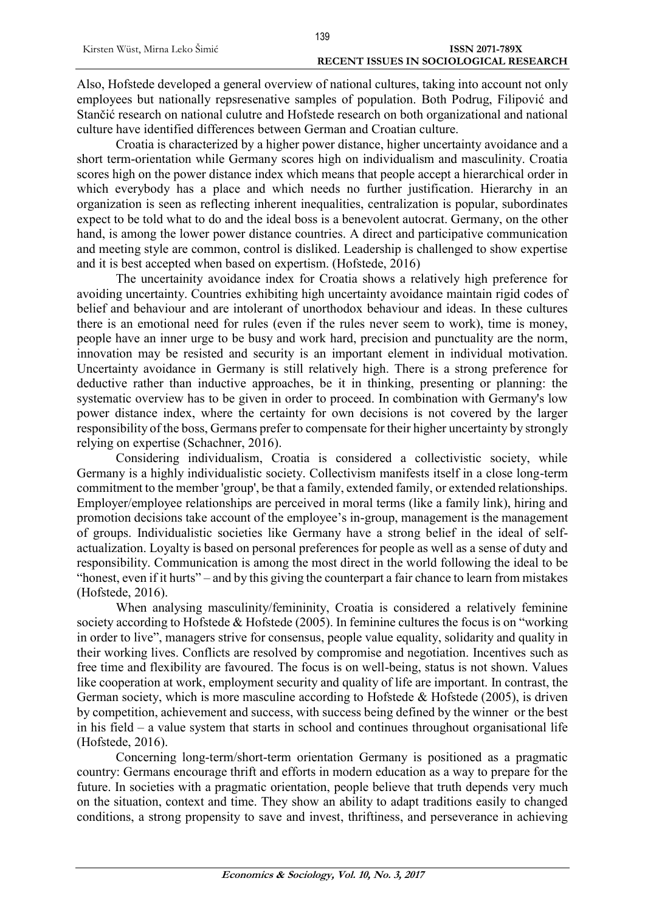Also, Hofstede developed a general overview of national cultures, taking into account not only employees but nationally repsresenative samples of population. Both Podrug, Filipović and Stančić research on national culutre and Hofstede research on both organizational and national culture have identified differences between German and Croatian culture.

Croatia is characterized by a higher power distance, higher uncertainty avoidance and a short term-orientation while Germany scores high on individualism and masculinity. Croatia scores high on the power distance index which means that people accept a hierarchical order in which everybody has a place and which needs no further justification. Hierarchy in an organization is seen as reflecting inherent inequalities, centralization is popular, subordinates expect to be told what to do and the ideal boss is a benevolent autocrat. Germany, on the other hand, is among the lower power distance countries. A direct and participative communication and meeting style are common, control is disliked. Leadership is challenged to show expertise and it is best accepted when based on expertism. (Hofstede, 2016)

The uncertainity avoidance index for Croatia shows a relatively high preference for avoiding uncertainty. Countries exhibiting high uncertainty avoidance maintain rigid codes of belief and behaviour and are intolerant of unorthodox behaviour and ideas. In these cultures there is an emotional need for rules (even if the rules never seem to work), time is money, people have an inner urge to be busy and work hard, precision and punctuality are the norm, innovation may be resisted and security is an important element in individual motivation. Uncertainty avoidance in Germany is still relatively high. There is a strong preference for deductive rather than inductive approaches, be it in thinking, presenting or planning: the systematic overview has to be given in order to proceed. In combination with Germany's low power distance index, where the certainty for own decisions is not covered by the larger responsibility of the boss, Germans prefer to compensate for their higher uncertainty by strongly relying on expertise (Schachner, 2016).

Considering individualism, Croatia is considered a collectivistic society, while Germany is a highly individualistic society. Collectivism manifests itself in a close long-term commitment to the member 'group', be that a family, extended family, or extended relationships. Employer/employee relationships are perceived in moral terms (like a family link), hiring and promotion decisions take account of the employee's in-group, management is the management of groups. Individualistic societies like Germany have a strong belief in the ideal of self-actualization. Loyalty is based on personal preferences for people as well as a sense of duty and responsibility. Communication is among the most direct in the world following the ideal to be "honest, even if it hurts" – and by this giving the counterpart a fair chance to learn from mistakes (Hofstede, 2016).

When analysing masculinity/femininity, Croatia is considered a relatively feminine society according to Hofstede & Hofstede (2005). In feminine cultures the focus is on "working in order to live", managers strive for consensus, people value equality, solidarity and quality in their working lives. Conflicts are resolved by compromise and negotiation. Incentives such as free time and flexibility are favoured. The focus is on well-being, status is not shown. Values like cooperation at work, employment security and quality of life are important. In contrast, the German society, which is more masculine according to Hofstede & Hofstede (2005), is driven by competition, achievement and success, with success being defined by the winner or the best in his field – a value system that starts in school and continues throughout organisational life (Hofstede, 2016).

Concerning long-term/short-term orientation Germany is positioned as a pragmatic country: Germans encourage thrift and efforts in modern education as a way to prepare for the future. In societies with a pragmatic orientation, people believe that truth depends very much on the situation, context and time. They show an ability to adapt traditions easily to changed conditions, a strong propensity to save and invest, thriftiness, and perseverance in achieving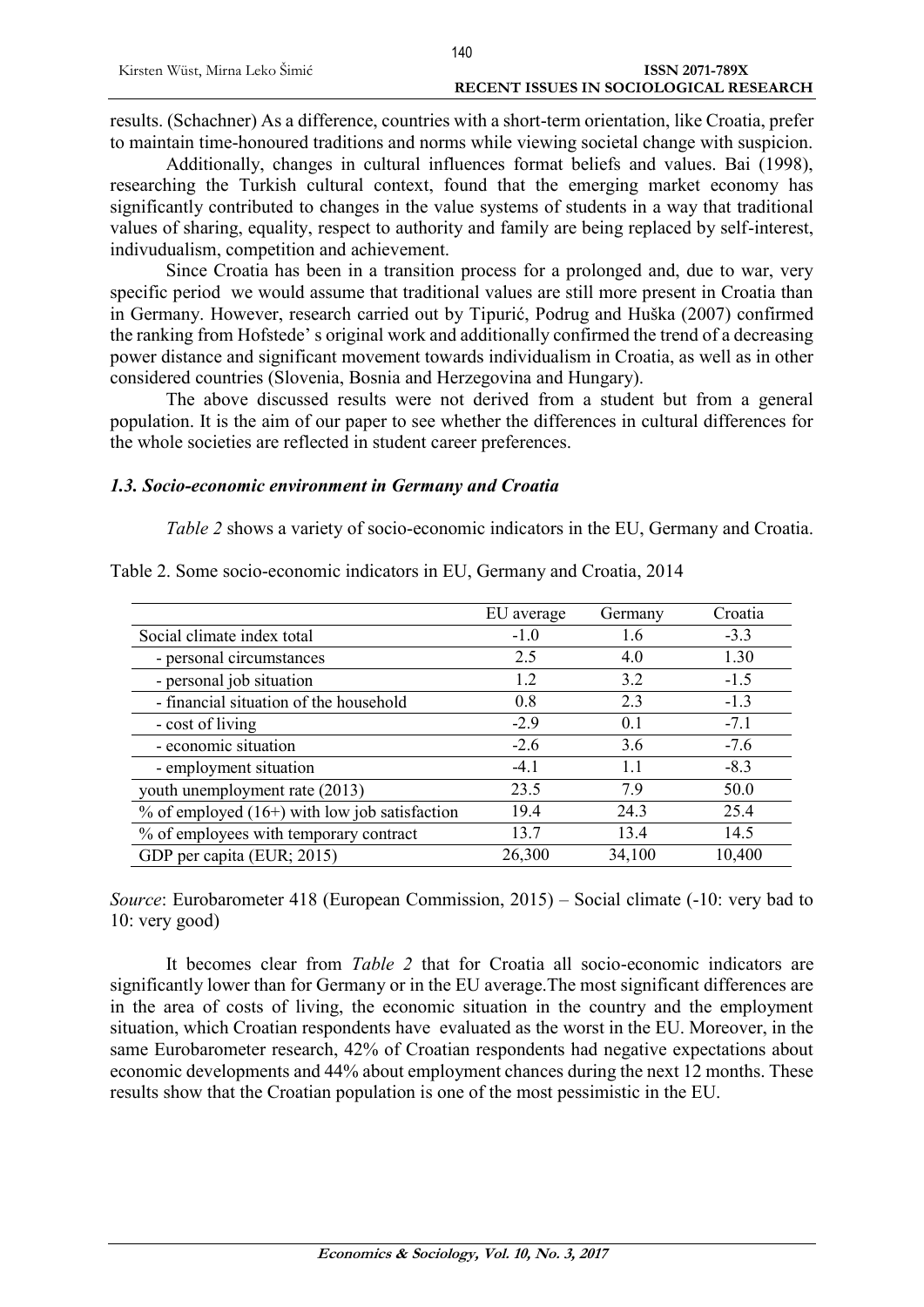results. (Schachner) As a difference, countries with a short-term orientation, like Croatia, prefer to maintain time-honoured traditions and norms while viewing societal change with suspicion.

Additionally, changes in cultural influences format beliefs and values. Bai (1998), researching the Turkish cultural context, found that the emerging market economy has significantly contributed to changes in the value systems of students in a way that traditional values of sharing, equality, respect to authority and family are being replaced by self-interest, indivudualism, competition and achievement.

Since Croatia has been in a transition process for a prolonged and, due to war, very specific period we would assume that traditional values are still more present in Croatia than in Germany. However, research carried out by Tipurić, Podrug and Huška (2007) confirmed the ranking from Hofstede' s original work and additionally confirmed the trend of a decreasing power distance and significant movement towards individualism in Croatia, as well as in other considered countries (Slovenia, Bosnia and Herzegovina and Hungary).

The above discussed results were not derived from a student but from a general population. It is the aim of our paper to see whether the differences in cultural differences for the whole societies are reflected in student career preferences.

### *1.3. Socio-economic environment in Germany and Croatia*

*Table 2* shows a variety of socio-economic indicators in the EU, Germany and Croatia.

Table 2. Some socio-economic indicators in EU, Germany and Croatia, 2014

| | EU average | Germany | Croatia |
|---|---|---|---|
| Social climate index total | -1.0 | 1.6 | -3.3 |
| - personal circumstances | 2.5 | 4.0 | 1.30 |
| - personal job situation | 1.2 | 3.2 | -1.5 |
| - financial situation of the household | 0.8 | 2.3 | -1.3 |
| - cost of living | -2.9 | 0.1 | -7.1 |
| - economic situation | -2.6 | 3.6 | -7.6 |
| - employment situation | -4.1 | 1.1 | -8.3 |
| youth unemployment rate (2013) | 23.5 | 7.9 | 50.0 |
| % of employed (16+) with low job satisfaction | 19.4 | 24.3 | 25.4 |
| % of employees with temporary contract | 13.7 | 13.4 | 14.5 |
| GDP per capita (EUR; 2015) | 26,300 | 34,100 | 10,400 |

*Source*: Eurobarometer 418 (European Commission, 2015) – Social climate (-10: very bad to 10: very good)

It becomes clear from *Table 2* that for Croatia all socio-economic indicators are significantly lower than for Germany or in the EU average.The most significant differences are in the area of costs of living, the economic situation in the country and the employment situation, which Croatian respondents have evaluated as the worst in the EU. Moreover, in the same Eurobarometer research, 42% of Croatian respondents had negative expectations about economic developments and 44% about employment chances during the next 12 months. These results show that the Croatian population is one of the most pessimistic in the EU.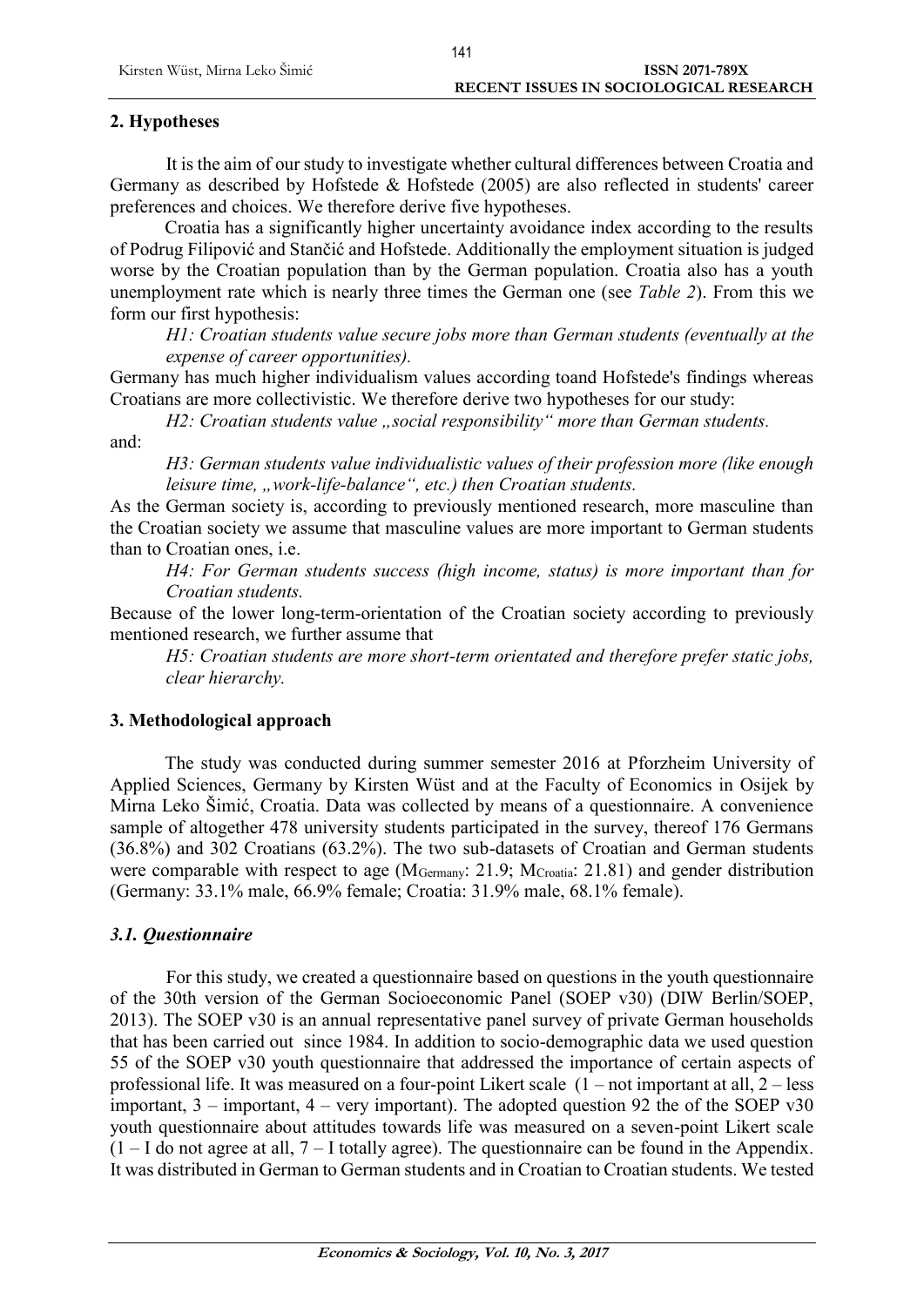## 2. Hypotheses

It is the aim of our study to investigate whether cultural differences between Croatia and Germany as described by Hofstede & Hofstede (2005) are also reflected in students' career preferences and choices. We therefore derive five hypotheses.

Croatia has a significantly higher uncertainty avoidance index according to the results of Podrug Filipović and Stančić and Hofstede. Additionally the employment situation is judged worse by the Croatian population than by the German population. Croatia also has a youth unemployment rate which is nearly three times the German one (see *Table 2*). From this we form our first hypothesis:

*H1: Croatian students value secure jobs more than German students (eventually at the expense of career opportunities).*

Germany has much higher individualism values according toand Hofstede's findings whereas Croatians are more collectivistic. We therefore derive two hypotheses for our study:

*H2: Croatian students value „social responsibility" more than German students.*

and:

*H3: German students value individualistic values of their profession more (like enough leisure time, „work-life-balance", etc.) then Croatian students.*

As the German society is, according to previously mentioned research, more masculine than the Croatian society we assume that masculine values are more important to German students than to Croatian ones, i.e.

*H4: For German students success (high income, status) is more important than for Croatian students.*

Because of the lower long-term-orientation of the Croatian society according to previously mentioned research, we further assume that

*H5: Croatian students are more short-term orientated and therefore prefer static jobs, clear hierarchy.*

## 3. Methodological approach

The study was conducted during summer semester 2016 at Pforzheim University of Applied Sciences, Germany by Kirsten Wüst and at the Faculty of Economics in Osijek by Mirna Leko Šimić, Croatia. Data was collected by means of a questionnaire. A convenience sample of altogether 478 university students participated in the survey, thereof 176 Germans (36.8%) and 302 Croatians (63.2%). The two sub-datasets of Croatian and German students were comparable with respect to age ($M_{Germany}$: 21.9; $M_{Croatia}$: 21.81) and gender distribution (Germany: 33.1% male, 66.9% female; Croatia: 31.9% male, 68.1% female).

### *3.1. Questionnaire*

For this study, we created a questionnaire based on questions in the youth questionnaire of the 30th version of the German Socioeconomic Panel (SOEP v30) (DIW Berlin/SOEP, 2013). The SOEP v30 is an annual representative panel survey of private German households that has been carried out since 1984. In addition to socio-demographic data we used question 55 of the SOEP v30 youth questionnaire that addressed the importance of certain aspects of professional life. It was measured on a four-point Likert scale (1 – not important at all, 2 – less important, 3 – important, 4 – very important). The adopted question 92 the of the SOEP v30 youth questionnaire about attitudes towards life was measured on a seven-point Likert scale (1 – I do not agree at all, 7 – I totally agree). The questionnaire can be found in the Appendix. It was distributed in German to German students and in Croatian to Croatian students. We tested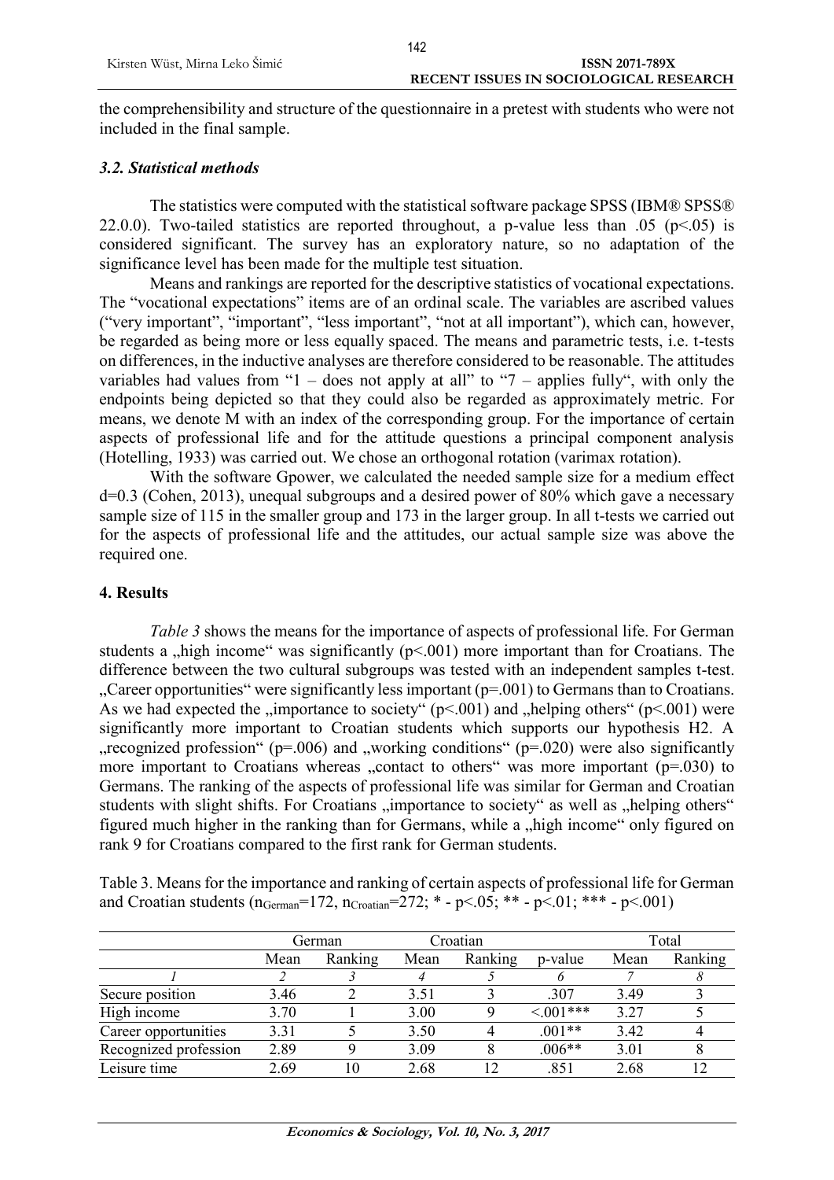the comprehensibility and structure of the questionnaire in a pretest with students who were not included in the final sample.

### *3.2. Statistical methods*

The statistics were computed with the statistical software package SPSS (IBM® SPSS® 22.0.0). Two-tailed statistics are reported throughout, a p-value less than .05 ($p<.05$) is considered significant. The survey has an exploratory nature, so no adaptation of the significance level has been made for the multiple test situation.

Means and rankings are reported for the descriptive statistics of vocational expectations. The "vocational expectations" items are of an ordinal scale. The variables are ascribed values ("very important", "important", "less important", "not at all important"), which can, however, be regarded as being more or less equally spaced. The means and parametric tests, i.e. t-tests on differences, in the inductive analyses are therefore considered to be reasonable. The attitudes variables had values from "1 – does not apply at all" to "7 – applies fully", with only the endpoints being depicted so that they could also be regarded as approximately metric. For means, we denote M with an index of the corresponding group. For the importance of certain aspects of professional life and for the attitude questions a principal component analysis (Hotelling, 1933) was carried out. We chose an orthogonal rotation (varimax rotation).

With the software Gpower, we calculated the needed sample size for a medium effect d=0.3 (Cohen, 2013), unequal subgroups and a desired power of 80% which gave a necessary sample size of 115 in the smaller group and 173 in the larger group. In all t-tests we carried out for the aspects of professional life and the attitudes, our actual sample size was above the required one.

## 4. Results

*Table 3* shows the means for the importance of aspects of professional life. For German students a „high income" was significantly ($p<.001$) more important than for Croatians. The difference between the two cultural subgroups was tested with an independent samples t-test. „Career opportunities" were significantly less important ($p=.001$) to Germans than to Croatians. As we had expected the „importance to society" ($p<.001$) and „helping others" ($p<.001$) were significantly more important to Croatian students which supports our hypothesis H2. A „recognized profession" ($p=.006$) and „working conditions" ($p=.020$) were also significantly more important to Croatians whereas „contact to others" was more important ($p=.030$) to Germans. The ranking of the aspects of professional life was similar for German and Croatian students with slight shifts. For Croatians „importance to society" as well as „helping others" figured much higher in the ranking than for Germans, while a „high income" only figured on rank 9 for Croatians compared to the first rank for German students.

Table 3. Means for the importance and ranking of certain aspects of professional life for German and Croatian students ($n_{German}=172$, $n_{Croatian}=272$; * - $p<.05$; ** - $p<.01$; *** - $p<.001$)

| | German | | Croatian | | | Total | |
|---|---|---|---|---|---|---|---|
| | Mean | Ranking | Mean | Ranking | p-value | Mean | Ranking |
| *1* | *2* | *3* | *4* | *5* | *6* | *7* | *8* |
| Secure position | 3.46 | 2 | 3.51 | 3 | .307 | 3.49 | 3 |
| High income | 3.70 | 1 | 3.00 | 9 | <.001*** | 3.27 | 5 |
| Career opportunities | 3.31 | 5 | 3.50 | 4 | .001** | 3.42 | 4 |
| Recognized profession | 2.89 | 9 | 3.09 | 8 | .006** | 3.01 | 8 |
| Leisure time | 2.69 | 10 | 2.68 | 12 | .851 | 2.68 | 12 |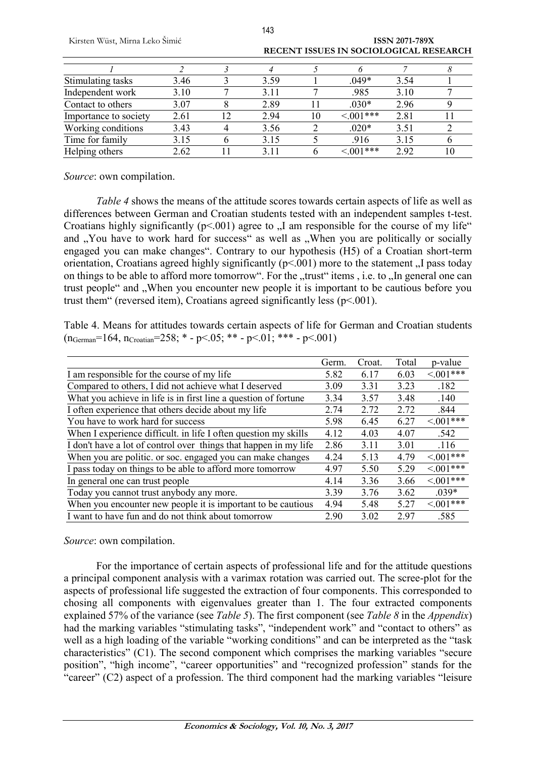| 1 | 2 | 3 | 4 | 5 | 6 | 7 | 8 |
|---|---|---|---|---|---|---|---|
| Stimulating tasks | 3.46 | 3 | 3.59 | 1 | .049* | 3.54 | 1 |
| Independent work | 3.10 | 7 | 3.11 | 7 | .985 | 3.10 | 7 |
| Contact to others | 3.07 | 8 | 2.89 | 11 | .030* | 2.96 | 9 |
| Importance to society | 2.61 | 12 | 2.94 | 10 | <.001*** | 2.81 | 11 |
| Working conditions | 3.43 | 4 | 3.56 | 2 | .020* | 3.51 | 2 |
| Time for family | 3.15 | 6 | 3.15 | 5 | .916 | 3.15 | 6 |
| Helping others | 2.62 | 11 | 3.11 | 6 | <.001*** | 2.92 | 10 |

*Source*: own compilation.

*Table 4* shows the means of the attitude scores towards certain aspects of life as well as differences between German and Croatian students tested with an independent samples t-test. Croatians highly significantly ($p<.001$) agree to „I am responsible for the course of my life" and „You have to work hard for success" as well as „When you are politically or socially engaged you can make changes". Contrary to our hypothesis (H5) of a Croatian short-term orientation, Croatians agreed highly significantly ($p<.001$) more to the statement „I pass today on things to be able to afford more tomorrow". For the „trust" items , i.e. to „In general one can trust people" and „When you encounter new people it is important to be cautious before you trust them" (reversed item), Croatians agreed significantly less ($p<.001$).

Table 4. Means for attitudes towards certain aspects of life for German and Croatian students ($n_{German}=164$, $n_{Croatian}=258$; * - $p<.05$; ** - $p<.01$; *** - $p<.001$)

| | Germ. | Croat. | Total | p-value |
|---|---|---|---|---|
| I am responsible for the course of my life | 5.82 | 6.17 | 6.03 | <.001*** |
| Compared to others, I did not achieve what I deserved | 3.09 | 3.31 | 3.23 | .182 |
| What you achieve in life is in first line a question of fortune | 3.34 | 3.57 | 3.48 | .140 |
| I often experience that others decide about my life | 2.74 | 2.72 | 2.72 | .844 |
| You have to work hard for success | 5.98 | 6.45 | 6.27 | <.001*** |
| When I experience difficult. in life I often question my skills | 4.12 | 4.03 | 4.07 | .542 |
| I don't have a lot of control over things that happen in my life | 2.86 | 3.11 | 3.01 | .116 |
| When you are politic. or soc. engaged you can make changes | 4.24 | 5.13 | 4.79 | <.001*** |
| I pass today on things to be able to afford more tomorrow | 4.97 | 5.50 | 5.29 | <.001*** |
| In general one can trust people | 4.14 | 3.36 | 3.66 | <.001*** |
| Today you cannot trust anybody any more. | 3.39 | 3.76 | 3.62 | .039* |
| When you encounter new people it is important to be cautious | 4.94 | 5.48 | 5.27 | <.001*** |
| I want to have fun and do not think about tomorrow | 2.90 | 3.02 | 2.97 | .585 |

*Source*: own compilation.

For the importance of certain aspects of professional life and for the attitude questions a principal component analysis with a varimax rotation was carried out. The scree-plot for the aspects of professional life suggested the extraction of four components. This corresponded to chosing all components with eigenvalues greater than 1. The four extracted components explained 57% of the variance (see *Table 5*). The first component (see *Table 8* in the *Appendix*) had the marking variables "stimulating tasks", "independent work" and "contact to others" as well as a high loading of the variable "working conditions" and can be interpreted as the "task characteristics" (C1). The second component which comprises the marking variables "secure position", "high income", "career opportunities" and "recognized profession" stands for the "career" (C2) aspect of a profession. The third component had the marking variables "leisure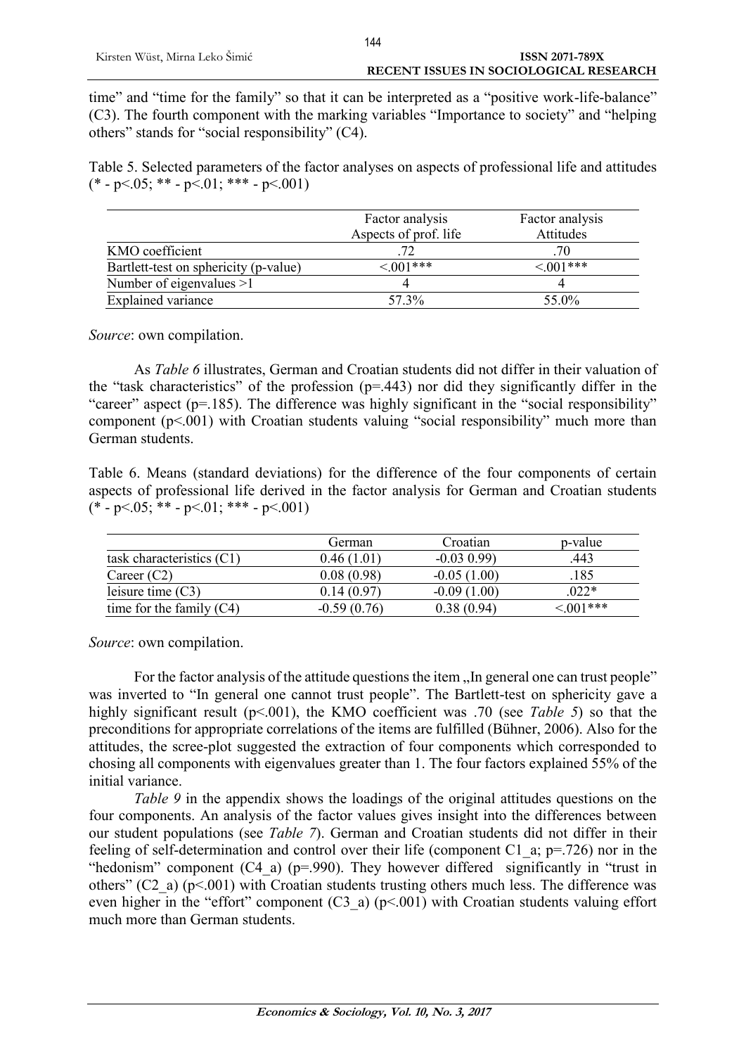time" and "time for the family" so that it can be interpreted as a "positive work-life-balance" (C3). The fourth component with the marking variables "Importance to society" and "helping others" stands for "social responsibility" (C4).

Table 5. Selected parameters of the factor analyses on aspects of professional life and attitudes (* - p<.05; ** - p<.01; *** - p<.001)

| | Factor analysis Aspects of prof. life | Factor analysis Attitudes |
|---|---|---|
| KMO coefficient | .72 | .70 |
| Bartlett-test on sphericity (p-value) | <.001*** | <.001*** |
| Number of eigenvalues >1 | 4 | 4 |
| Explained variance | 57.3% | 55.0% |

*Source*: own compilation.

As *Table 6* illustrates, German and Croatian students did not differ in their valuation of the "task characteristics" of the profession (p=.443) nor did they significantly differ in the "career" aspect (p=.185). The difference was highly significant in the "social responsibility" component (p<.001) with Croatian students valuing "social responsibility" much more than German students.

Table 6. Means (standard deviations) for the difference of the four components of certain aspects of professional life derived in the factor analysis for German and Croatian students (* - p<.05; ** - p<.01; *** - p<.001)

| | German | Croatian | p-value |
|---|---|---|---|
| task characteristics (C1) | 0.46 (1.01) | -0.03 0.99) | .443 |
| Career (C2) | 0.08 (0.98) | -0.05 (1.00) | .185 |
| leisure time (C3) | 0.14 (0.97) | -0.09 (1.00) | .022* |
| time for the family (C4) | -0.59 (0.76) | 0.38 (0.94) | <.001*** |

*Source*: own compilation.

For the factor analysis of the attitude questions the item „In general one can trust people" was inverted to "In general one cannot trust people". The Bartlett-test on sphericity gave a highly significant result (p<.001), the KMO coefficient was .70 (see *Table 5*) so that the preconditions for appropriate correlations of the items are fulfilled (Bühner, 2006). Also for the attitudes, the scree-plot suggested the extraction of four components which corresponded to chosing all components with eigenvalues greater than 1. The four factors explained 55% of the initial variance.

*Table 9* in the appendix shows the loadings of the original attitudes questions on the four components. An analysis of the factor values gives insight into the differences between our student populations (see *Table 7*). German and Croatian students did not differ in their feeling of self-determination and control over their life (component C1_a; p=.726) nor in the "hedonism" component (C4_a) (p=.990). They however differed significantly in "trust in others" (C2_a) (p<.001) with Croatian students trusting others much less. The difference was even higher in the "effort" component (C3_a) (p<.001) with Croatian students valuing effort much more than German students.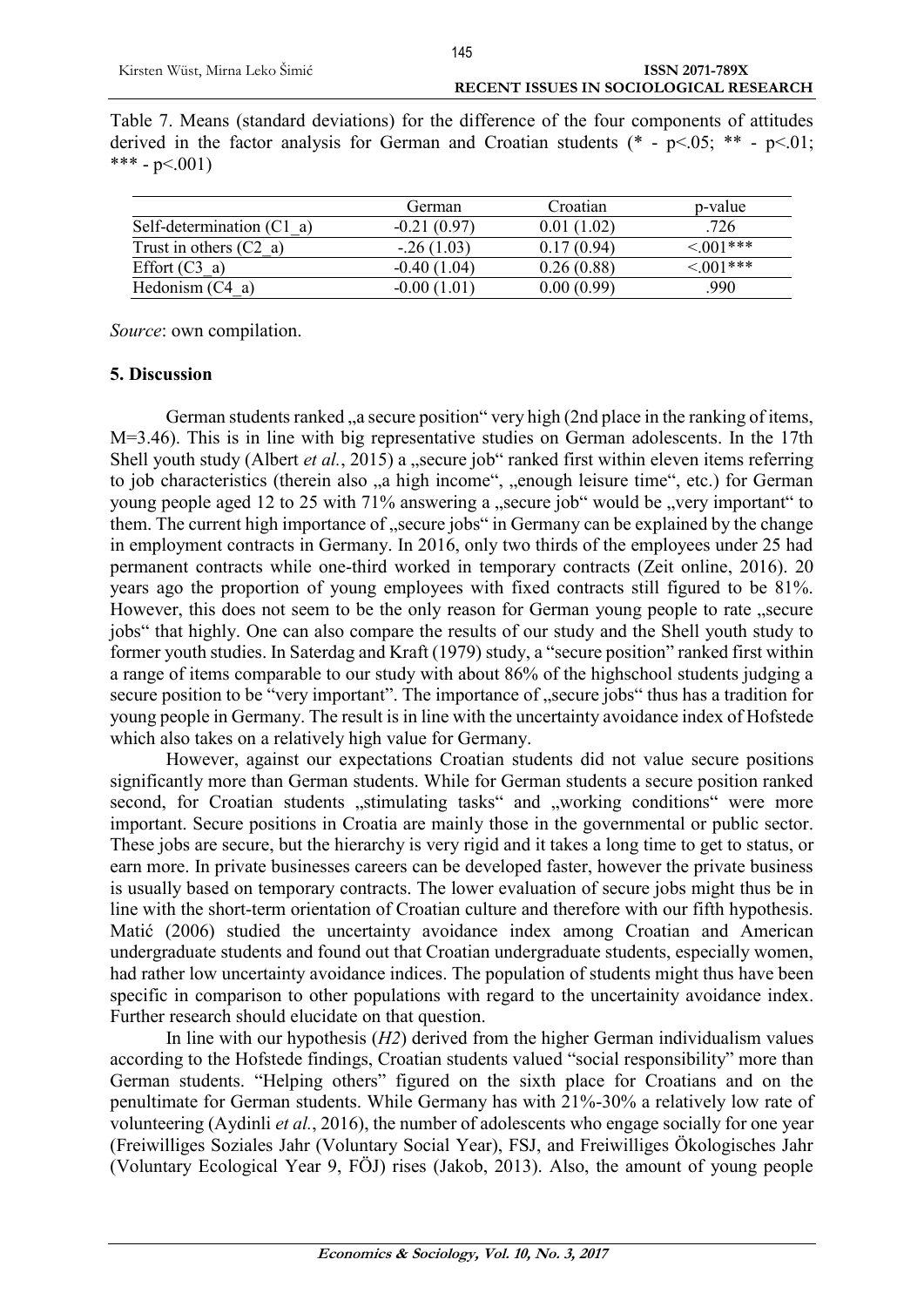Table 7. Means (standard deviations) for the difference of the four components of attitudes derived in the factor analysis for German and Croatian students (* - p<.05; ** - p<.01; *** - p<.001)

| | German | Croatian | p-value |
|---|---|---|---|
| Self-determination (C1_a) | -0.21 (0.97) | 0.01 (1.02) | .726 |
| Trust in others (C2_a) | -.26 (1.03) | 0.17 (0.94) | <.001*** |
| Effort (C3_a) | -0.40 (1.04) | 0.26 (0.88) | <.001*** |
| Hedonism (C4_a) | -0.00 (1.01) | 0.00 (0.99) | .990 |

*Source*: own compilation.

## 5. Discussion

German students ranked „a secure position" very high (2nd place in the ranking of items, M=3.46). This is in line with big representative studies on German adolescents. In the 17th Shell youth study (Albert *et al.*, 2015) a „secure job" ranked first within eleven items referring to job characteristics (therein also „a high income", „enough leisure time", etc.) for German young people aged 12 to 25 with 71% answering a „secure job" would be „very important" to them. The current high importance of „secure jobs" in Germany can be explained by the change in employment contracts in Germany. In 2016, only two thirds of the employees under 25 had permanent contracts while one-third worked in temporary contracts (Zeit online, 2016). 20 years ago the proportion of young employees with fixed contracts still figured to be 81%. However, this does not seem to be the only reason for German young people to rate „secure jobs" that highly. One can also compare the results of our study and the Shell youth study to former youth studies. In Saterdag and Kraft (1979) study, a "secure position" ranked first within a range of items comparable to our study with about 86% of the highschool students judging a secure position to be "very important". The importance of „secure jobs" thus has a tradition for young people in Germany. The result is in line with the uncertainty avoidance index of Hofstede which also takes on a relatively high value for Germany.

However, against our expectations Croatian students did not value secure positions significantly more than German students. While for German students a secure position ranked second, for Croatian students „stimulating tasks" and „working conditions" were more important. Secure positions in Croatia are mainly those in the governmental or public sector. These jobs are secure, but the hierarchy is very rigid and it takes a long time to get to status, or earn more. In private businesses careers can be developed faster, however the private business is usually based on temporary contracts. The lower evaluation of secure jobs might thus be in line with the short-term orientation of Croatian culture and therefore with our fifth hypothesis. Matić (2006) studied the uncertainty avoidance index among Croatian and American undergraduate students and found out that Croatian undergraduate students, especially women, had rather low uncertainty avoidance indices. The population of students might thus have been specific in comparison to other populations with regard to the uncertainity avoidance index. Further research should elucidate on that question.

In line with our hypothesis (*H2*) derived from the higher German individualism values according to the Hofstede findings, Croatian students valued "social responsibility" more than German students. "Helping others" figured on the sixth place for Croatians and on the penultimate for German students. While Germany has with 21%-30% a relatively low rate of volunteering (Aydinli *et al.*, 2016), the number of adolescents who engage socially for one year (Freiwilliges Soziales Jahr (Voluntary Social Year), FSJ, and Freiwilliges Ökologisches Jahr (Voluntary Ecological Year 9, FÖJ) rises (Jakob, 2013). Also, the amount of young people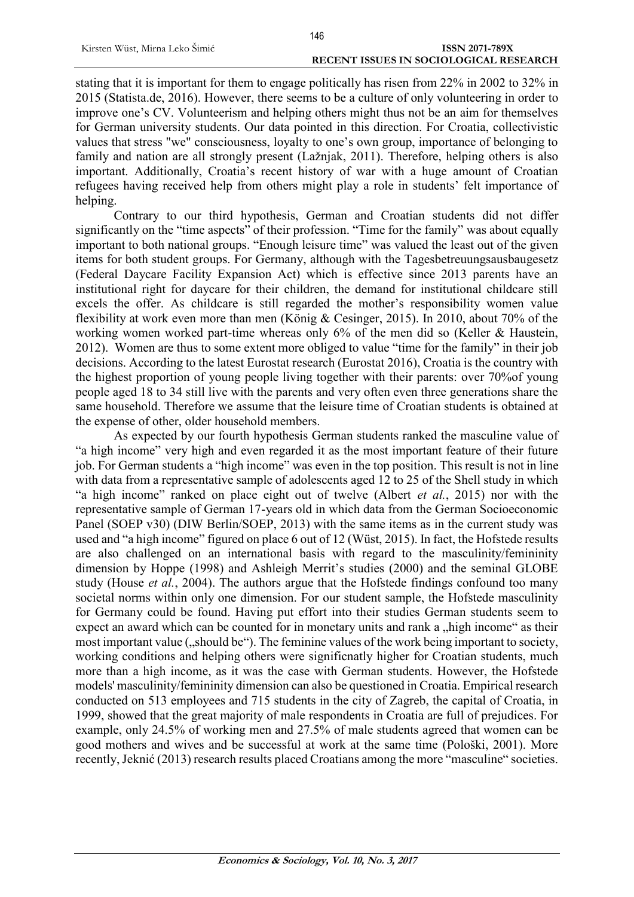stating that it is important for them to engage politically has risen from 22% in 2002 to 32% in 2015 (Statista.de, 2016). However, there seems to be a culture of only volunteering in order to improve one's CV. Volunteerism and helping others might thus not be an aim for themselves for German university students. Our data pointed in this direction. For Croatia, collectivistic values that stress "we" consciousness, loyalty to one's own group, importance of belonging to family and nation are all strongly present (Lažnjak, 2011). Therefore, helping others is also important. Additionally, Croatia's recent history of war with a huge amount of Croatian refugees having received help from others might play a role in students' felt importance of helping.

Contrary to our third hypothesis, German and Croatian students did not differ significantly on the "time aspects" of their profession. "Time for the family" was about equally important to both national groups. "Enough leisure time" was valued the least out of the given items for both student groups. For Germany, although with the Tagesbetreuungsausbaugesetz (Federal Daycare Facility Expansion Act) which is effective since 2013 parents have an institutional right for daycare for their children, the demand for institutional childcare still excels the offer. As childcare is still regarded the mother's responsibility women value flexibility at work even more than men (König & Cesinger, 2015). In 2010, about 70% of the working women worked part-time whereas only 6% of the men did so (Keller & Haustein, 2012). Women are thus to some extent more obliged to value "time for the family" in their job decisions. According to the latest Eurostat research (Eurostat 2016), Croatia is the country with the highest proportion of young people living together with their parents: over 70%of young people aged 18 to 34 still live with the parents and very often even three generations share the same household. Therefore we assume that the leisure time of Croatian students is obtained at the expense of other, older household members.

As expected by our fourth hypothesis German students ranked the masculine value of "a high income" very high and even regarded it as the most important feature of their future job. For German students a "high income" was even in the top position. This result is not in line with data from a representative sample of adolescents aged 12 to 25 of the Shell study in which "a high income" ranked on place eight out of twelve (Albert *et al.*, 2015) nor with the representative sample of German 17-years old in which data from the German Socioeconomic Panel (SOEP v30) (DIW Berlin/SOEP, 2013) with the same items as in the current study was used and "a high income" figured on place 6 out of 12 (Wüst, 2015). In fact, the Hofstede results are also challenged on an international basis with regard to the masculinity/femininity dimension by Hoppe (1998) and Ashleigh Merrit's studies (2000) and the seminal GLOBE study (House *et al.*, 2004). The authors argue that the Hofstede findings confound too many societal norms within only one dimension. For our student sample, the Hofstede masculinity for Germany could be found. Having put effort into their studies German students seem to expect an award which can be counted for in monetary units and rank a „high income" as their most important value („should be"). The feminine values of the work being important to society, working conditions and helping others were significnatly higher for Croatian students, much more than a high income, as it was the case with German students. However, the Hofstede models' masculinity/femininity dimension can also be questioned in Croatia. Empirical research conducted on 513 employees and 715 students in the city of Zagreb, the capital of Croatia, in 1999, showed that the great majority of male respondents in Croatia are full of prejudices. For example, only 24.5% of working men and 27.5% of male students agreed that women can be good mothers and wives and be successful at work at the same time (Pološki, 2001). More recently, Jeknić (2013) research results placed Croatians among the more "masculine" societies.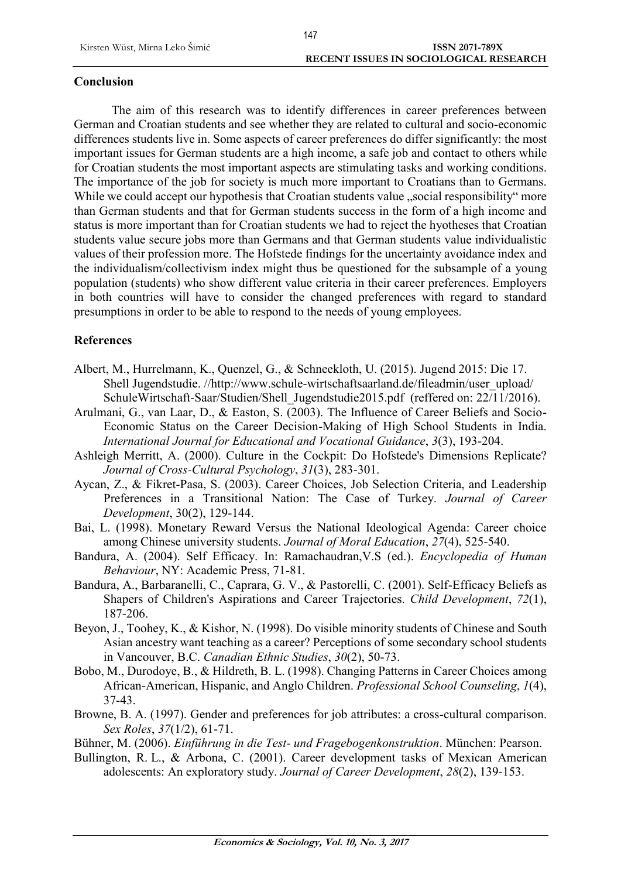## Conclusion

The aim of this research was to identify differences in career preferences between German and Croatian students and see whether they are related to cultural and socio-economic differences students live in. Some aspects of career preferences do differ significantly: the most important issues for German students are a high income, a safe job and contact to others while for Croatian students the most important aspects are stimulating tasks and working conditions. The importance of the job for society is much more important to Croatians than to Germans. While we could accept our hypothesis that Croatian students value „social responsibility" more than German students and that for German students success in the form of a high income and status is more important than for Croatian students we had to reject the hyotheses that Croatian students value secure jobs more than Germans and that German students value individualistic values of their profession more. The Hofstede findings for the uncertainty avoidance index and the individualism/collectivism index might thus be questioned for the subsample of a young population (students) who show different value criteria in their career preferences. Employers in both countries will have to consider the changed preferences with regard to standard presumptions in order to be able to respond to the needs of young employees.

## References

Albert, M., Hurrelmann, K., Quenzel, G., & Schneekloth, U. (2015). Jugend 2015: Die 17. Shell Jugendstudie. //http://www.schule-wirtschaftsaarland.de/fileadmin/user_upload/SchuleWirtschaft-Saar/Studien/Shell_Jugendstudie2015.pdf (reffered on: 22/11/2016).

Arulmani, G., van Laar, D., & Easton, S. (2003). The Influence of Career Beliefs and Socio-Economic Status on the Career Decision-Making of High School Students in India. *International Journal for Educational and Vocational Guidance*, *3*(3), 193-204.

Ashleigh Merritt, A. (2000). Culture in the Cockpit: Do Hofstede's Dimensions Replicate? *Journal of Cross-Cultural Psychology*, *31*(3), 283-301.

Aycan, Z., & Fikret-Pasa, S. (2003). Career Choices, Job Selection Criteria, and Leadership Preferences in a Transitional Nation: The Case of Turkey. *Journal of Career Development*, 30(2), 129-144.

Bai, L. (1998). Monetary Reward Versus the National Ideological Agenda: Career choice among Chinese university students. *Journal of Moral Education*, *27*(4), 525-540.

Bandura, A. (2004). Self Efficacy. In: Ramachaudran,V.S (ed.). *Encyclopedia of Human Behaviour*, NY: Academic Press, 71-81.

Bandura, A., Barbaranelli, C., Caprara, G. V., & Pastorelli, C. (2001). Self-Efficacy Beliefs as Shapers of Children's Aspirations and Career Trajectories. *Child Development*, *72*(1), 187-206.

Beyon, J., Toohey, K., & Kishor, N. (1998). Do visible minority students of Chinese and South Asian ancestry want teaching as a career? Perceptions of some secondary school students in Vancouver, B.C. *Canadian Ethnic Studies*, *30*(2), 50-73.

Bobo, M., Durodoye, B., & Hildreth, B. L. (1998). Changing Patterns in Career Choices among African-American, Hispanic, and Anglo Children. *Professional School Counseling*, *1*(4), 37-43.

Browne, B. A. (1997). Gender and preferences for job attributes: a cross-cultural comparison. *Sex Roles*, *37*(1/2), 61-71.

Bühner, M. (2006). *Einführung in die Test- und Fragebogenkonstruktion*. München: Pearson.

Bullington, R. L., & Arbona, C. (2001). Career development tasks of Mexican American adolescents: An exploratory study. *Journal of Career Development*, *28*(2), 139-153.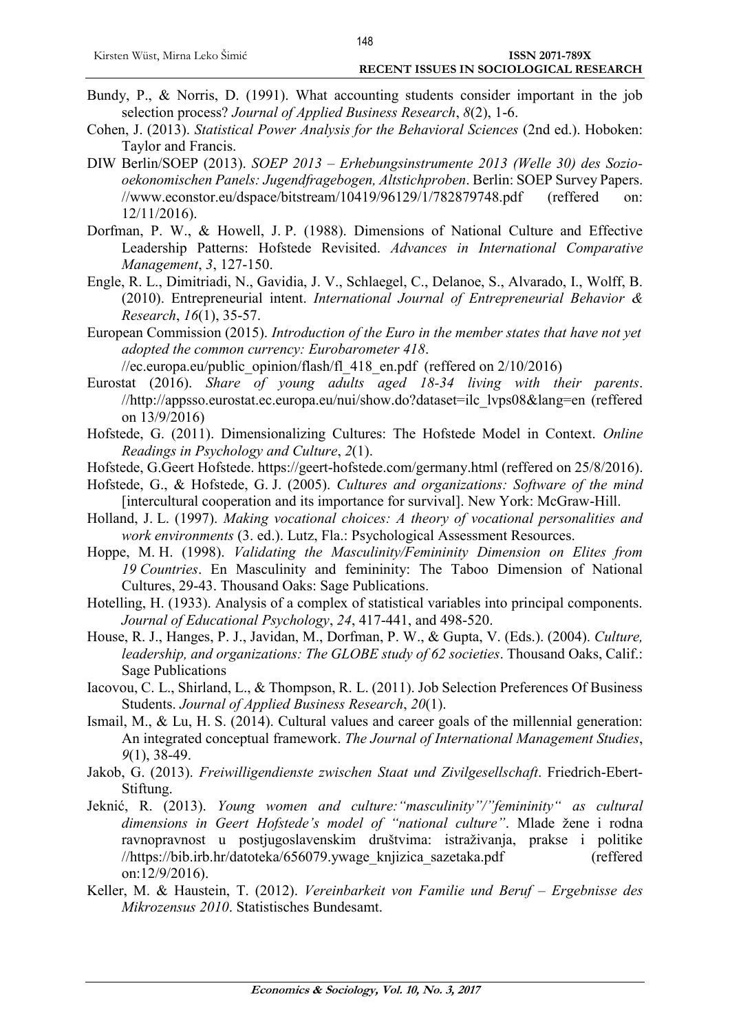Bundy, P., & Norris, D. (1991). What accounting students consider important in the job selection process? *Journal of Applied Business Research*, *8*(2), 1-6.

Cohen, J. (2013). *Statistical Power Analysis for the Behavioral Sciences* (2nd ed.). Hoboken: Taylor and Francis.

DIW Berlin/SOEP (2013). *SOEP 2013 – Erhebungsinstrumente 2013 (Welle 30) des Sozio-oekonomischen Panels: Jugendfragebogen, Altstichproben*. Berlin: SOEP Survey Papers. //www.econstor.eu/dspace/bitstream/10419/96129/1/782879748.pdf (reffered on: 12/11/2016).

Dorfman, P. W., & Howell, J. P. (1988). Dimensions of National Culture and Effective Leadership Patterns: Hofstede Revisited. *Advances in International Comparative Management*, *3*, 127-150.

Engle, R. L., Dimitriadi, N., Gavidia, J. V., Schlaegel, C., Delanoe, S., Alvarado, I., Wolff, B. (2010). Entrepreneurial intent. *International Journal of Entrepreneurial Behavior & Research*, *16*(1), 35-57.

European Commission (2015). *Introduction of the Euro in the member states that have not yet adopted the common currency: Eurobarometer 418*. //ec.europa.eu/public_opinion/flash/fl_418_en.pdf (reffered on 2/10/2016)

Eurostat (2016). *Share of young adults aged 18-34 living with their parents*. //http://appsso.eurostat.ec.europa.eu/nui/show.do?dataset=ilc_lvps08&lang=en (reffered on 13/9/2016)

Hofstede, G. (2011). Dimensionalizing Cultures: The Hofstede Model in Context. *Online Readings in Psychology and Culture*, *2*(1).

Hofstede, G.Geert Hofstede. https://geert-hofstede.com/germany.html (reffered on 25/8/2016).

Hofstede, G., & Hofstede, G. J. (2005). *Cultures and organizations: Software of the mind* [intercultural cooperation and its importance for survival]. New York: McGraw-Hill.

Holland, J. L. (1997). *Making vocational choices: A theory of vocational personalities and work environments* (3. ed.). Lutz, Fla.: Psychological Assessment Resources.

Hoppe, M. H. (1998). *Validating the Masculinity/Femininity Dimension on Elites from 19 Countries*. En Masculinity and femininity: The Taboo Dimension of National Cultures, 29-43. Thousand Oaks: Sage Publications.

Hotelling, H. (1933). Analysis of a complex of statistical variables into principal components. *Journal of Educational Psychology*, *24*, 417-441, and 498-520.

House, R. J., Hanges, P. J., Javidan, M., Dorfman, P. W., & Gupta, V. (Eds.). (2004). *Culture, leadership, and organizations: The GLOBE study of 62 societies*. Thousand Oaks, Calif.: Sage Publications

Iacovou, C. L., Shirland, L., & Thompson, R. L. (2011). Job Selection Preferences Of Business Students. *Journal of Applied Business Research*, *20*(1).

Ismail, M., & Lu, H. S. (2014). Cultural values and career goals of the millennial generation: An integrated conceptual framework. *The Journal of International Management Studies*, *9*(1), 38-49.

Jakob, G. (2013). *Freiwilligendienste zwischen Staat und Zivilgesellschaft*. Friedrich-Ebert-Stiftung.

Jeknić, R. (2013). *Young women and culture:"masculinity"/"femininity" as cultural dimensions in Geert Hofstede's model of "national culture"*. Mlade žene i rodna ravnopravnost u postjugoslavenskim društvima: istraživanja, prakse i politike //https://bib.irb.hr/datoteka/656079.ywage_knjizica_sazetaka.pdf (reffered on:12/9/2016).

Keller, M. & Haustein, T. (2012). *Vereinbarkeit von Familie und Beruf – Ergebnisse des Mikrozensus 2010*. Statistisches Bundesamt.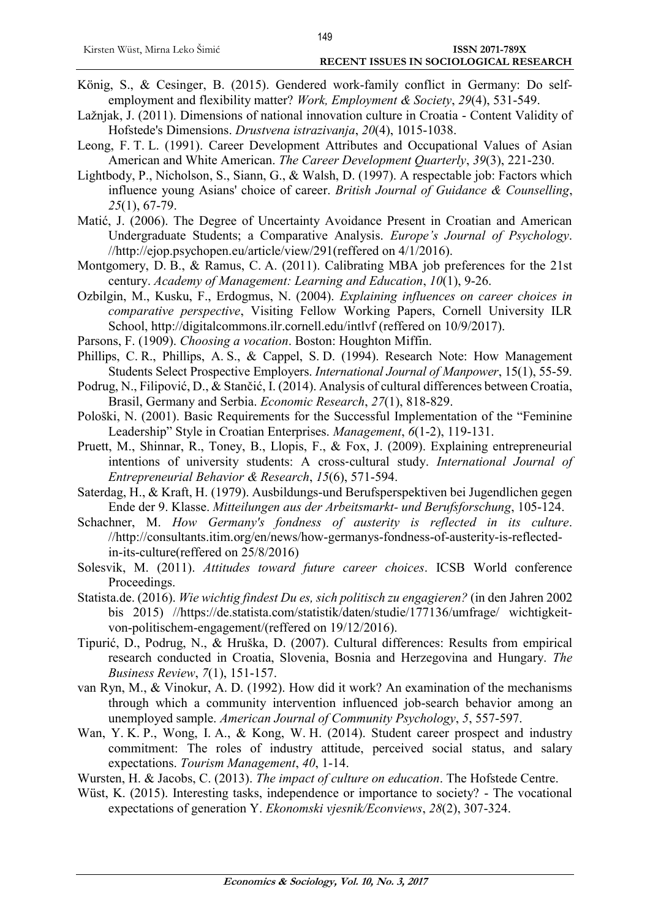König, S., & Cesinger, B. (2015). Gendered work-family conflict in Germany: Do self-employment and flexibility matter? *Work, Employment & Society*, *29*(4), 531-549.

Lažnjak, J. (2011). Dimensions of national innovation culture in Croatia - Content Validity of Hofstede's Dimensions. *Drustvena istrazivanja*, *20*(4), 1015-1038.

Leong, F. T. L. (1991). Career Development Attributes and Occupational Values of Asian American and White American. *The Career Development Quarterly*, *39*(3), 221-230.

Lightbody, P., Nicholson, S., Siann, G., & Walsh, D. (1997). A respectable job: Factors which influence young Asians' choice of career. *British Journal of Guidance & Counselling*, *25*(1), 67-79.

Matić, J. (2006). The Degree of Uncertainty Avoidance Present in Croatian and American Undergraduate Students; a Comparative Analysis. *Europe's Journal of Psychology*. //http://ejop.psychopen.eu/article/view/291(reffered on 4/1/2016).

Montgomery, D. B., & Ramus, C. A. (2011). Calibrating MBA job preferences for the 21st century. *Academy of Management: Learning and Education*, *10*(1), 9-26.

Ozbilgin, M., Kusku, F., Erdogmus, N. (2004). *Explaining influences on career choices in comparative perspective*, Visiting Fellow Working Papers, Cornell University ILR School, http://digitalcommons.ilr.cornell.edu/intlvf (reffered on 10/9/2017).

Parsons, F. (1909). *Choosing a vocation*. Boston: Houghton Miffin.

Phillips, C. R., Phillips, A. S., & Cappel, S. D. (1994). Research Note: How Management Students Select Prospective Employers. *International Journal of Manpower*, 15(1), 55-59.

Podrug, N., Filipović, D., & Stančić, I. (2014). Analysis of cultural differences between Croatia, Brasil, Germany and Serbia. *Economic Research*, *27*(1), 818-829.

Pološki, N. (2001). Basic Requirements for the Successful Implementation of the "Feminine Leadership" Style in Croatian Enterprises. *Management*, *6*(1-2), 119-131.

Pruett, M., Shinnar, R., Toney, B., Llopis, F., & Fox, J. (2009). Explaining entrepreneurial intentions of university students: A cross‐cultural study. *International Journal of Entrepreneurial Behavior & Research*, *15*(6), 571-594.

Saterdag, H., & Kraft, H. (1979). Ausbildungs-und Berufsperspektiven bei Jugendlichen gegen Ende der 9. Klasse. *Mitteilungen aus der Arbeitsmarkt- und Berufsforschung*, 105-124.

Schachner, M. *How Germany's fondness of austerity is reflected in its culture*. //http://consultants.itim.org/en/news/how-germanys-fondness-of-austerity-is-reflected-in-its-culture(reffered on 25/8/2016)

Solesvik, M. (2011). *Attitudes toward future career choices*. ICSB World conference Proceedings.

Statista.de. (2016). *Wie wichtig findest Du es, sich politisch zu engagieren?* (in den Jahren 2002 bis 2015) //https://de.statista.com/statistik/daten/studie/177136/umfrage/ wichtigkeit-von-politischem-engagement/(reffered on 19/12/2016).

Tipurić, D., Podrug, N., & Hruška, D. (2007). Cultural differences: Results from empirical research conducted in Croatia, Slovenia, Bosnia and Herzegovina and Hungary. *The Business Review*, *7*(1), 151-157.

van Ryn, M., & Vinokur, A. D. (1992). How did it work? An examination of the mechanisms through which a community intervention influenced job-search behavior among an unemployed sample. *American Journal of Community Psychology*, *5*, 557-597.

Wan, Y. K. P., Wong, I. A., & Kong, W. H. (2014). Student career prospect and industry commitment: The roles of industry attitude, perceived social status, and salary expectations. *Tourism Management*, *40*, 1-14.

Wursten, H. & Jacobs, C. (2013). *The impact of culture on education*. The Hofstede Centre.

Wüst, K. (2015). Interesting tasks, independence or importance to society? - The vocational expectations of generation Y. *Ekonomski vjesnik/Econviews*, *28*(2), 307-324.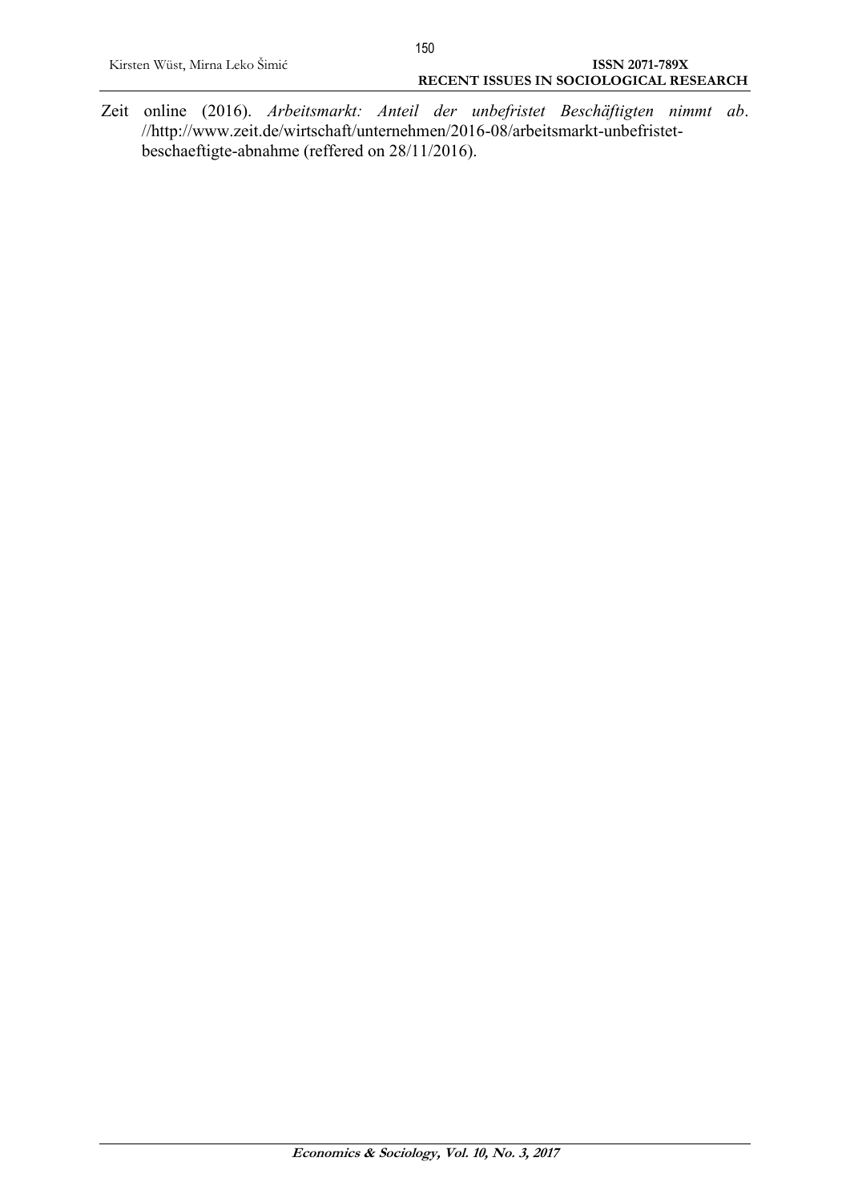Zeit online (2016). *Arbeitsmarkt: Anteil der unbefristet Beschäftigten nimmt ab*. //http://www.zeit.de/wirtschaft/unternehmen/2016-08/arbeitsmarkt-unbefristet-beschaeftigte-abnahme (reffered on 28/11/2016).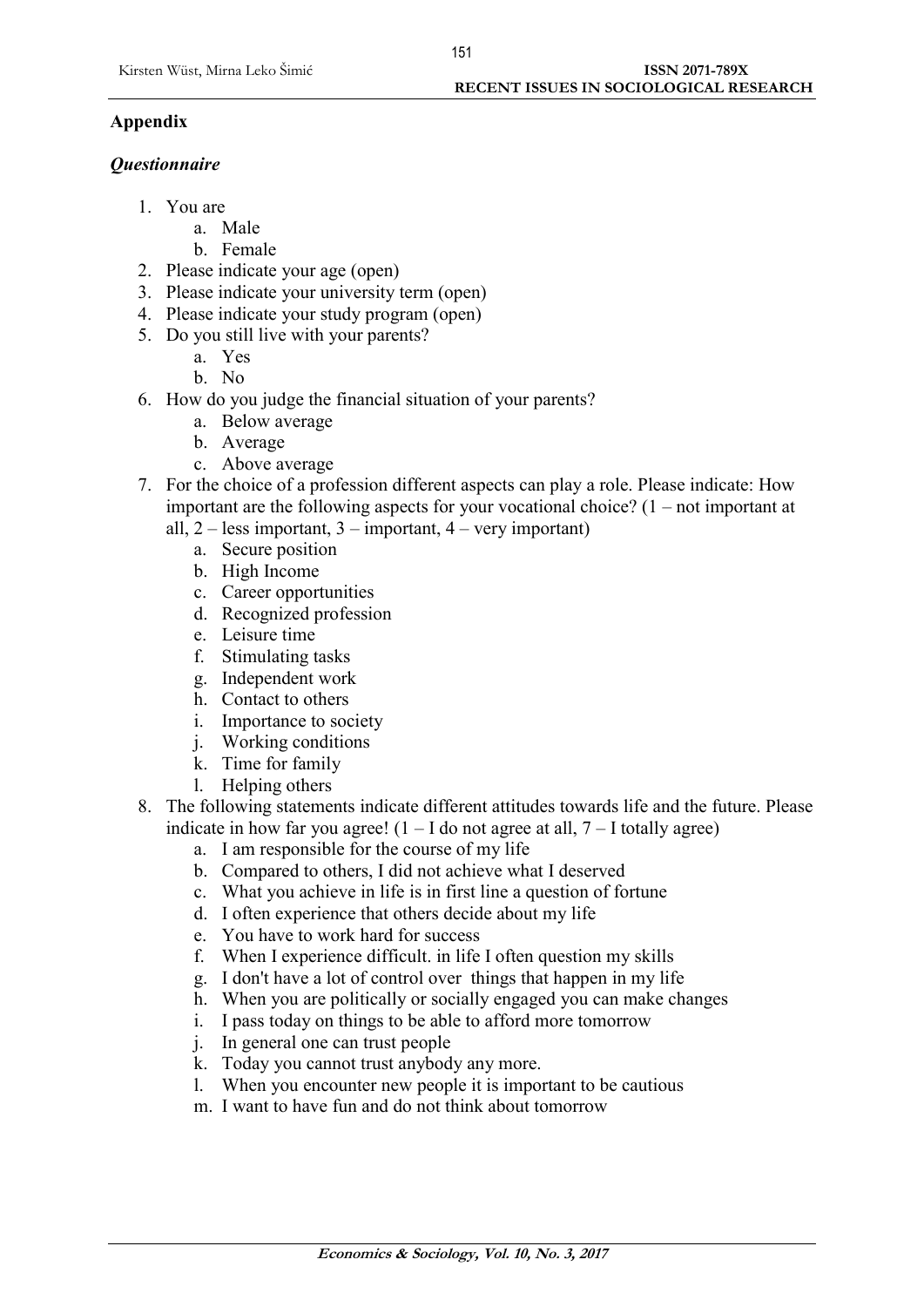## Appendix

### *Questionnaire*

1. You are
    a. Male
    b. Female
2. Please indicate your age (open)
3. Please indicate your university term (open)
4. Please indicate your study program (open)
5. Do you still live with your parents?
    a. Yes
    b. No
6. How do you judge the financial situation of your parents?
    a. Below average
    b. Average
    c. Above average
7. For the choice of a profession different aspects can play a role. Please indicate: How important are the following aspects for your vocational choice? (1 – not important at all, 2 – less important, 3 – important, 4 – very important)
    a. Secure position
    b. High Income
    c. Career opportunities
    d. Recognized profession
    e. Leisure time
    f. Stimulating tasks
    g. Independent work
    h. Contact to others
    i. Importance to society
    j. Working conditions
    k. Time for family
    l. Helping others
8. The following statements indicate different attitudes towards life and the future. Please indicate in how far you agree! (1 – I do not agree at all, 7 – I totally agree)
    a. I am responsible for the course of my life
    b. Compared to others, I did not achieve what I deserved
    c. What you achieve in life is in first line a question of fortune
    d. I often experience that others decide about my life
    e. You have to work hard for success
    f. When I experience difficult. in life I often question my skills
    g. I don't have a lot of control over things that happen in my life
    h. When you are politically or socially engaged you can make changes
    i. I pass today on things to be able to afford more tomorrow
    j. In general one can trust people
    k. Today you cannot trust anybody any more.
    l. When you encounter new people it is important to be cautious
    m. I want to have fun and do not think about tomorrow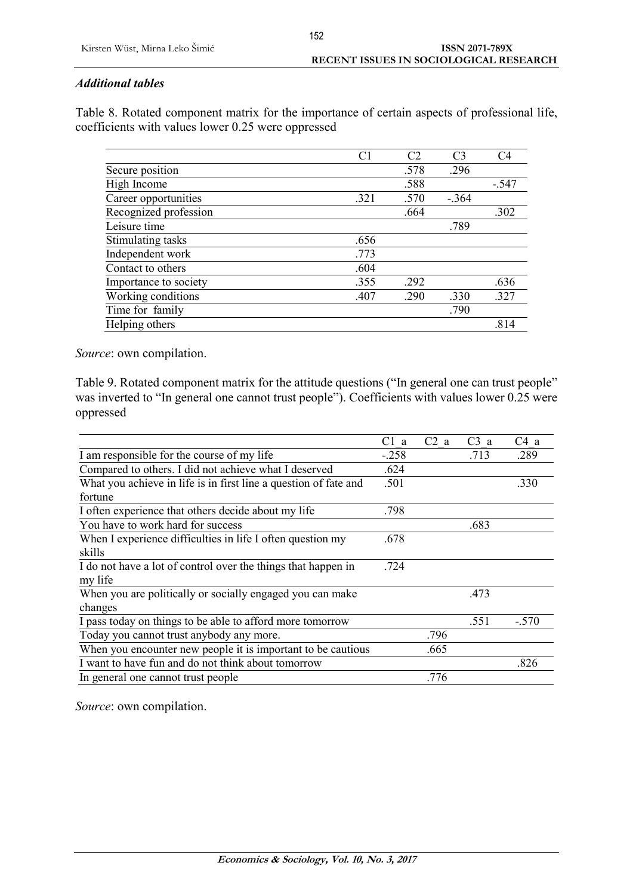### *Additional tables*

Table 8. Rotated component matrix for the importance of certain aspects of professional life, coefficients with values lower 0.25 were oppressed

| | C1 | C2 | C3 | C4 |
|---|---|---|---|---|
| Secure position | | .578 | .296 | |
| High Income | | .588 | | -.547 |
| Career opportunities | .321 | .570 | -.364 | |
| Recognized profession | | .664 | | .302 |
| Leisure time | | | .789 | |
| Stimulating tasks | .656 | | | |
| Independent work | .773 | | | |
| Contact to others | .604 | | | |
| Importance to society | .355 | .292 | | .636 |
| Working conditions | .407 | .290 | .330 | .327 |
| Time for family | | | .790 | |
| Helping others | | | | .814 |

*Source*: own compilation.

Table 9. Rotated component matrix for the attitude questions ("In general one can trust people" was inverted to "In general one cannot trust people"). Coefficients with values lower 0.25 were oppressed

| | C1_a | C2_a | C3_a | C4_a |
|---|---|---|---|---|
| I am responsible for the course of my life | -.258 | | .713 | .289 |
| Compared to others. I did not achieve what I deserved | .624 | | | |
| What you achieve in life is in first line a question of fate and fortune | .501 | | | .330 |
| I often experience that others decide about my life | .798 | | | |
| You have to work hard for success | | | .683 | |
| When I experience difficulties in life I often question my skills | .678 | | | |
| I do not have a lot of control over the things that happen in my life | .724 | | | |
| When you are politically or socially engaged you can make changes | | | .473 | |
| I pass today on things to be able to afford more tomorrow | | | .551 | -.570 |
| Today you cannot trust anybody any more. | | .796 | | |
| When you encounter new people it is important to be cautious | | .665 | | |
| I want to have fun and do not think about tomorrow | | | | .826 |
| In general one cannot trust people | | .776 | | |

*Source*: own compilation.